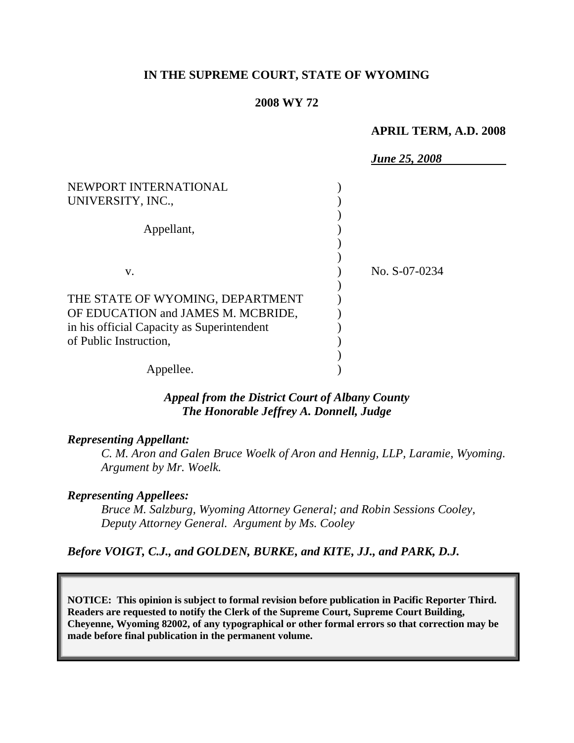**IN THE SUPREME COURT, STATE OF WYOMING**

**2008 WY 72**

**APRIL TERM, A.D. 2008**

***June 25, 2008***

NEWPORT INTERNATIONAL UNIVERSITY, INC.,

Appellant,

v.

THE STATE OF WYOMING, DEPARTMENT OF EDUCATION and JAMES M. MCBRIDE, in his official Capacity as Superintendent of Public Instruction,

Appellee.

No. S-07-0234

***Appeal from the District Court of Albany County***
***The Honorable Jeffrey A. Donnell, Judge***

***Representing Appellant:***

*C. M. Aron and Galen Bruce Woelk of Aron and Hennig, LLP, Laramie, Wyoming. Argument by Mr. Woelk.*

***Representing Appellees:***

*Bruce M. Salzburg, Wyoming Attorney General; and Robin Sessions Cooley, Deputy Attorney General. Argument by Ms. Cooley*

***Before VOIGT, C.J., and GOLDEN, BURKE, and KITE, JJ., and PARK, D.J.***

**NOTICE: This opinion is subject to formal revision before publication in Pacific Reporter Third. Readers are requested to notify the Clerk of the Supreme Court, Supreme Court Building, Cheyenne, Wyoming 82002, of any typographical or other formal errors so that correction may be made before final publication in the permanent volume.**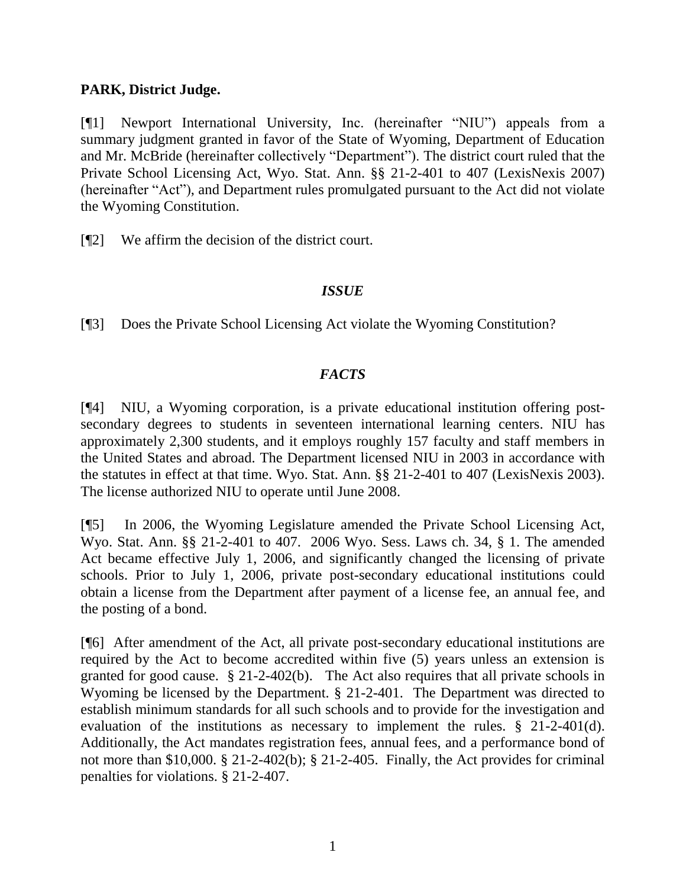**PARK, District Judge.**

[¶1] Newport International University, Inc. (hereinafter "NIU") appeals from a summary judgment granted in favor of the State of Wyoming, Department of Education and Mr. McBride (hereinafter collectively "Department"). The district court ruled that the Private School Licensing Act, Wyo. Stat. Ann. §§ 21-2-401 to 407 (LexisNexis 2007) (hereinafter "Act"), and Department rules promulgated pursuant to the Act did not violate the Wyoming Constitution.

[¶2] We affirm the decision of the district court.

### *ISSUE*

[¶3] Does the Private School Licensing Act violate the Wyoming Constitution?

### *FACTS*

[¶4] NIU, a Wyoming corporation, is a private educational institution offering post-secondary degrees to students in seventeen international learning centers. NIU has approximately 2,300 students, and it employs roughly 157 faculty and staff members in the United States and abroad. The Department licensed NIU in 2003 in accordance with the statutes in effect at that time. Wyo. Stat. Ann. §§ 21-2-401 to 407 (LexisNexis 2003). The license authorized NIU to operate until June 2008.

[¶5] In 2006, the Wyoming Legislature amended the Private School Licensing Act, Wyo. Stat. Ann. §§ 21-2-401 to 407. 2006 Wyo. Sess. Laws ch. 34, § 1. The amended Act became effective July 1, 2006, and significantly changed the licensing of private schools. Prior to July 1, 2006, private post-secondary educational institutions could obtain a license from the Department after payment of a license fee, an annual fee, and the posting of a bond.

[¶6] After amendment of the Act, all private post-secondary educational institutions are required by the Act to become accredited within five (5) years unless an extension is granted for good cause. § 21-2-402(b). The Act also requires that all private schools in Wyoming be licensed by the Department. § 21-2-401. The Department was directed to establish minimum standards for all such schools and to provide for the investigation and evaluation of the institutions as necessary to implement the rules. § 21-2-401(d). Additionally, the Act mandates registration fees, annual fees, and a performance bond of not more than $10,000. § 21-2-402(b); § 21-2-405. Finally, the Act provides for criminal penalties for violations. § 21-2-407.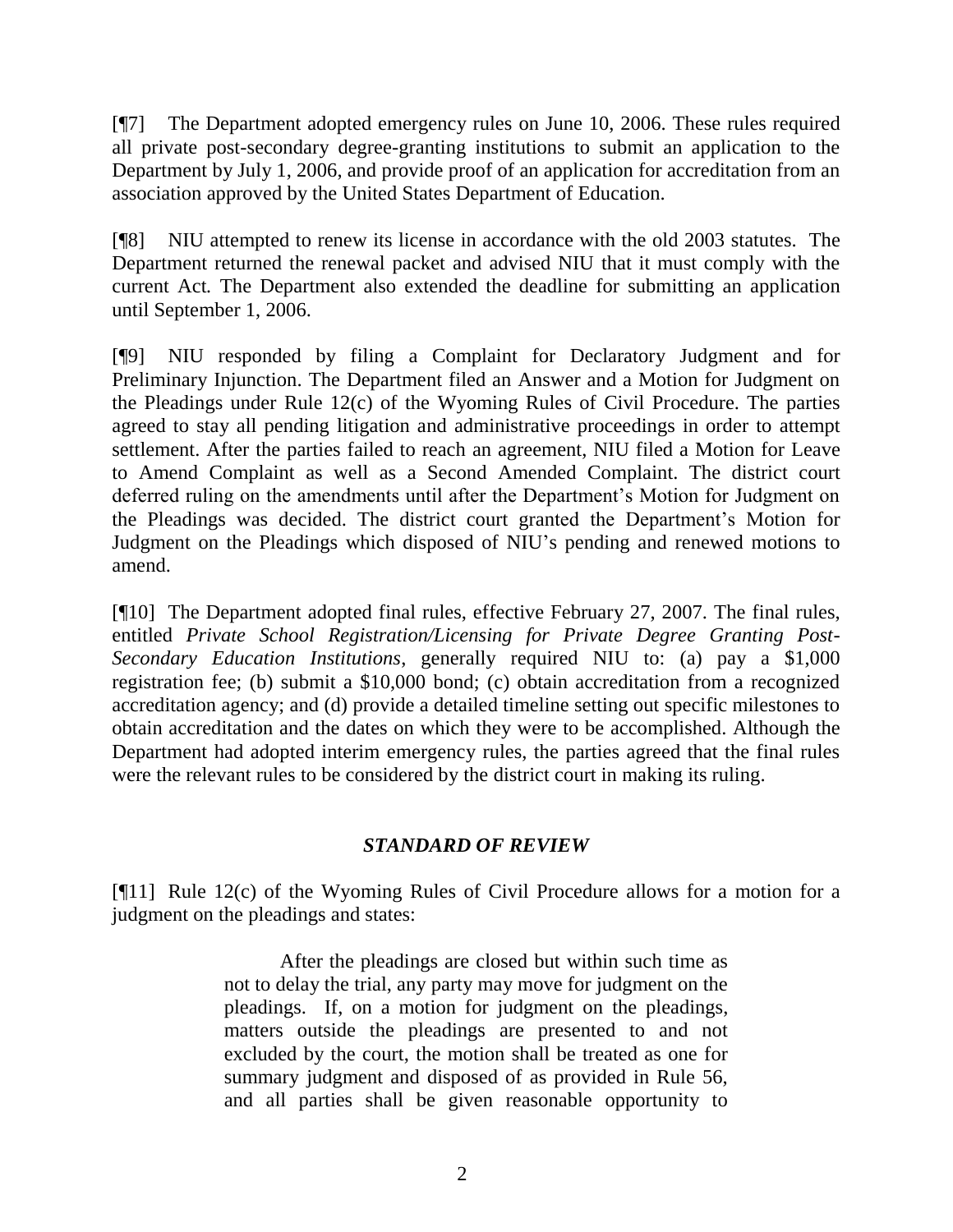[¶7] The Department adopted emergency rules on June 10, 2006. These rules required all private post-secondary degree-granting institutions to submit an application to the Department by July 1, 2006, and provide proof of an application for accreditation from an association approved by the United States Department of Education.

[¶8] NIU attempted to renew its license in accordance with the old 2003 statutes. The Department returned the renewal packet and advised NIU that it must comply with the current Act. The Department also extended the deadline for submitting an application until September 1, 2006.

[¶9] NIU responded by filing a Complaint for Declaratory Judgment and for Preliminary Injunction. The Department filed an Answer and a Motion for Judgment on the Pleadings under Rule 12(c) of the Wyoming Rules of Civil Procedure. The parties agreed to stay all pending litigation and administrative proceedings in order to attempt settlement. After the parties failed to reach an agreement, NIU filed a Motion for Leave to Amend Complaint as well as a Second Amended Complaint. The district court deferred ruling on the amendments until after the Department's Motion for Judgment on the Pleadings was decided. The district court granted the Department's Motion for Judgment on the Pleadings which disposed of NIU's pending and renewed motions to amend.

[¶10] The Department adopted final rules, effective February 27, 2007. The final rules, entitled *Private School Registration/Licensing for Private Degree Granting Post-Secondary Education Institutions*, generally required NIU to: (a) pay a $1,000 registration fee; (b) submit a $10,000 bond; (c) obtain accreditation from a recognized accreditation agency; and (d) provide a detailed timeline setting out specific milestones to obtain accreditation and the dates on which they were to be accomplished. Although the Department had adopted interim emergency rules, the parties agreed that the final rules were the relevant rules to be considered by the district court in making its ruling.

## *STANDARD OF REVIEW*

[¶11] Rule 12(c) of the Wyoming Rules of Civil Procedure allows for a motion for a judgment on the pleadings and states:

> After the pleadings are closed but within such time as not to delay the trial, any party may move for judgment on the pleadings. If, on a motion for judgment on the pleadings, matters outside the pleadings are presented to and not excluded by the court, the motion shall be treated as one for summary judgment and disposed of as provided in Rule 56, and all parties shall be given reasonable opportunity to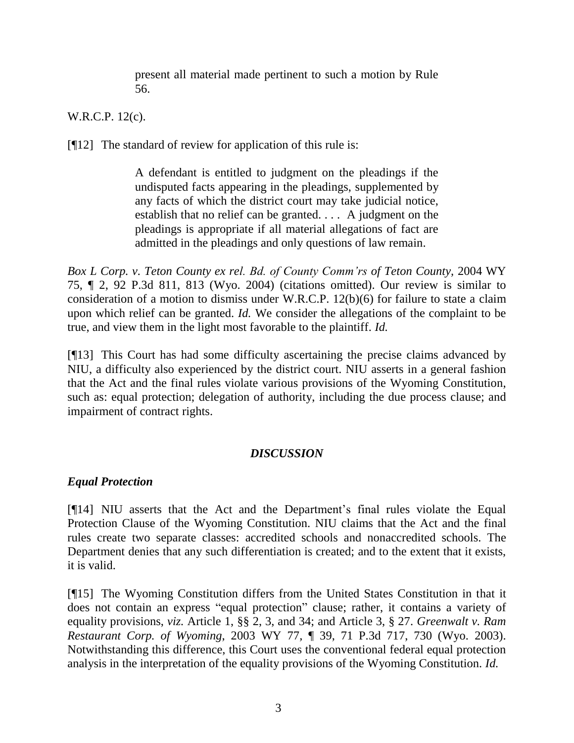> present all material made pertinent to such a motion by Rule 56.

W.R.C.P. 12(c).

[¶12] The standard of review for application of this rule is:

> A defendant is entitled to judgment on the pleadings if the undisputed facts appearing in the pleadings, supplemented by any facts of which the district court may take judicial notice, establish that no relief can be granted. . . . A judgment on the pleadings is appropriate if all material allegations of fact are admitted in the pleadings and only questions of law remain.

*Box L Corp. v. Teton County ex rel. Bd. of County Comm'rs of Teton County*, 2004 WY 75, ¶ 2, 92 P.3d 811, 813 (Wyo. 2004) (citations omitted). Our review is similar to consideration of a motion to dismiss under W.R.C.P. 12(b)(6) for failure to state a claim upon which relief can be granted. *Id.* We consider the allegations of the complaint to be true, and view them in the light most favorable to the plaintiff. *Id.*

[¶13] This Court has had some difficulty ascertaining the precise claims advanced by NIU, a difficulty also experienced by the district court. NIU asserts in a general fashion that the Act and the final rules violate various provisions of the Wyoming Constitution, such as: equal protection; delegation of authority, including the due process clause; and impairment of contract rights.

## *DISCUSSION*

### *Equal Protection*

[¶14] NIU asserts that the Act and the Department's final rules violate the Equal Protection Clause of the Wyoming Constitution. NIU claims that the Act and the final rules create two separate classes: accredited schools and nonaccredited schools. The Department denies that any such differentiation is created; and to the extent that it exists, it is valid.

[¶15] The Wyoming Constitution differs from the United States Constitution in that it does not contain an express "equal protection" clause; rather, it contains a variety of equality provisions, *viz.* Article 1, §§ 2, 3, and 34; and Article 3, § 27. *Greenwalt v. Ram Restaurant Corp. of Wyoming*, 2003 WY 77, ¶ 39, 71 P.3d 717, 730 (Wyo. 2003). Notwithstanding this difference, this Court uses the conventional federal equal protection analysis in the interpretation of the equality provisions of the Wyoming Constitution. *Id.*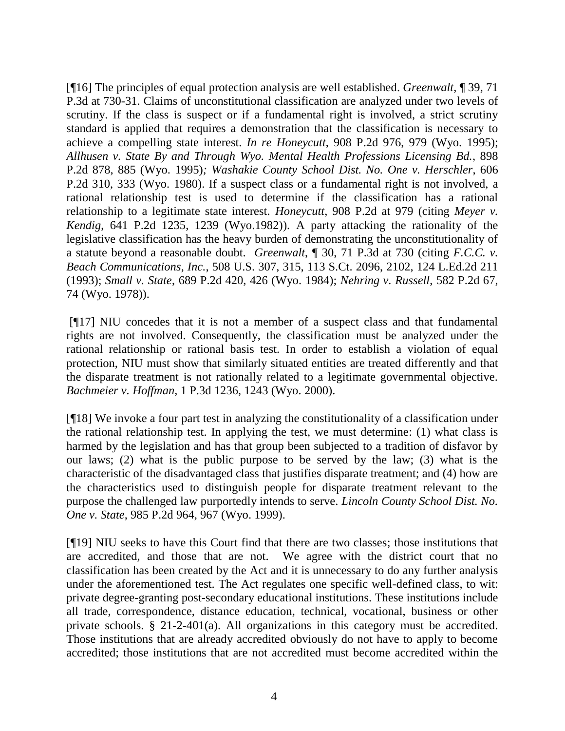[¶16] The principles of equal protection analysis are well established. *Greenwalt,* ¶ 39, 71 P.3d at 730-31. Claims of unconstitutional classification are analyzed under two levels of scrutiny. If the class is suspect or if a fundamental right is involved, a strict scrutiny standard is applied that requires a demonstration that the classification is necessary to achieve a compelling state interest. *In re Honeycutt*, 908 P.2d 976, 979 (Wyo. 1995); *Allhusen v. State By and Through Wyo. Mental Health Professions Licensing Bd.*, 898 P.2d 878, 885 (Wyo. 1995)*; Washakie County School Dist. No. One v. Herschler*, 606 P.2d 310, 333 (Wyo. 1980). If a suspect class or a fundamental right is not involved, a rational relationship test is used to determine if the classification has a rational relationship to a legitimate state interest. *Honeycutt*, 908 P.2d at 979 (citing *Meyer v. Kendig*, 641 P.2d 1235, 1239 (Wyo.1982)). A party attacking the rationality of the legislative classification has the heavy burden of demonstrating the unconstitutionality of a statute beyond a reasonable doubt. *Greenwalt*, ¶ 30, 71 P.3d at 730 (citing *F.C.C. v. Beach Communications, Inc.*, 508 U.S. 307, 315, 113 S.Ct. 2096, 2102, 124 L.Ed.2d 211 (1993); *Small v. State*, 689 P.2d 420, 426 (Wyo. 1984); *Nehring v. Russell*, 582 P.2d 67, 74 (Wyo. 1978)).

[¶17] NIU concedes that it is not a member of a suspect class and that fundamental rights are not involved. Consequently, the classification must be analyzed under the rational relationship or rational basis test. In order to establish a violation of equal protection, NIU must show that similarly situated entities are treated differently and that the disparate treatment is not rationally related to a legitimate governmental objective. *Bachmeier v. Hoffman*, 1 P.3d 1236, 1243 (Wyo. 2000).

[¶18] We invoke a four part test in analyzing the constitutionality of a classification under the rational relationship test. In applying the test, we must determine: (1) what class is harmed by the legislation and has that group been subjected to a tradition of disfavor by our laws; (2) what is the public purpose to be served by the law; (3) what is the characteristic of the disadvantaged class that justifies disparate treatment; and (4) how are the characteristics used to distinguish people for disparate treatment relevant to the purpose the challenged law purportedly intends to serve. *Lincoln County School Dist. No. One v. State*, 985 P.2d 964, 967 (Wyo. 1999).

[¶19] NIU seeks to have this Court find that there are two classes; those institutions that are accredited, and those that are not. We agree with the district court that no classification has been created by the Act and it is unnecessary to do any further analysis under the aforementioned test. The Act regulates one specific well-defined class, to wit: private degree-granting post-secondary educational institutions. These institutions include all trade, correspondence, distance education, technical, vocational, business or other private schools. § 21-2-401(a). All organizations in this category must be accredited. Those institutions that are already accredited obviously do not have to apply to become accredited; those institutions that are not accredited must become accredited within the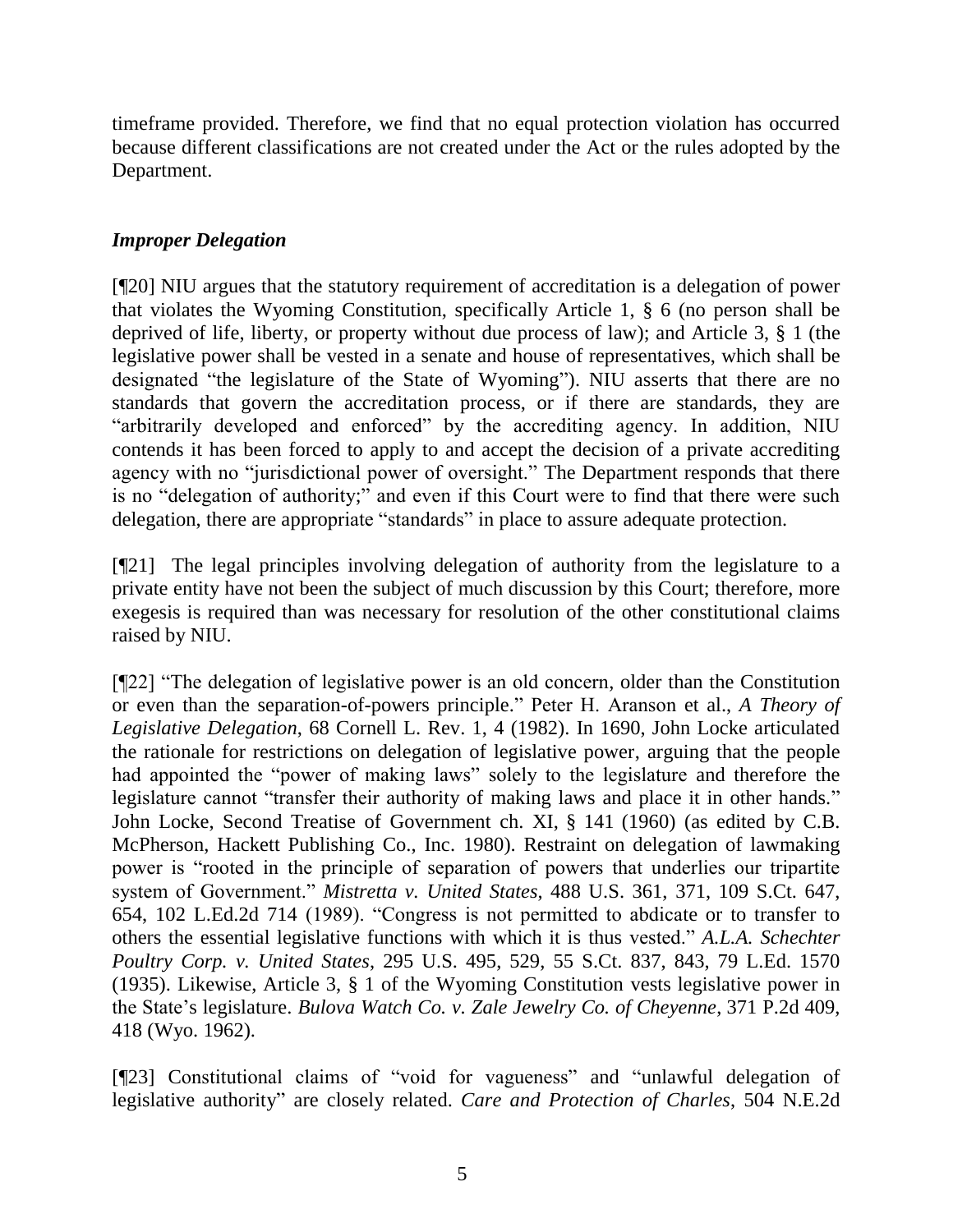timeframe provided. Therefore, we find that no equal protection violation has occurred because different classifications are not created under the Act or the rules adopted by the Department.

### *Improper Delegation*

[¶20] NIU argues that the statutory requirement of accreditation is a delegation of power that violates the Wyoming Constitution, specifically Article 1, § 6 (no person shall be deprived of life, liberty, or property without due process of law); and Article 3, § 1 (the legislative power shall be vested in a senate and house of representatives, which shall be designated "the legislature of the State of Wyoming"). NIU asserts that there are no standards that govern the accreditation process, or if there are standards, they are "arbitrarily developed and enforced" by the accrediting agency. In addition, NIU contends it has been forced to apply to and accept the decision of a private accrediting agency with no "jurisdictional power of oversight." The Department responds that there is no "delegation of authority;" and even if this Court were to find that there were such delegation, there are appropriate "standards" in place to assure adequate protection.

[¶21] The legal principles involving delegation of authority from the legislature to a private entity have not been the subject of much discussion by this Court; therefore, more exegesis is required than was necessary for resolution of the other constitutional claims raised by NIU.

[¶22] "The delegation of legislative power is an old concern, older than the Constitution or even than the separation-of-powers principle." Peter H. Aranson et al., *A Theory of Legislative Delegation*, 68 Cornell L. Rev. 1, 4 (1982). In 1690, John Locke articulated the rationale for restrictions on delegation of legislative power, arguing that the people had appointed the "power of making laws" solely to the legislature and therefore the legislature cannot "transfer their authority of making laws and place it in other hands." John Locke, Second Treatise of Government ch. XI, § 141 (1960) (as edited by C.B. McPherson, Hackett Publishing Co., Inc. 1980). Restraint on delegation of lawmaking power is "rooted in the principle of separation of powers that underlies our tripartite system of Government." *Mistretta v. United States*, 488 U.S. 361, 371, 109 S.Ct. 647, 654, 102 L.Ed.2d 714 (1989). "Congress is not permitted to abdicate or to transfer to others the essential legislative functions with which it is thus vested." *A.L.A. Schechter Poultry Corp. v. United States*, 295 U.S. 495, 529, 55 S.Ct. 837, 843, 79 L.Ed. 1570 (1935). Likewise, Article 3, § 1 of the Wyoming Constitution vests legislative power in the State's legislature. *Bulova Watch Co. v. Zale Jewelry Co. of Cheyenne*, 371 P.2d 409, 418 (Wyo. 1962).

[¶23] Constitutional claims of "void for vagueness" and "unlawful delegation of legislative authority" are closely related. *Care and Protection of Charles*, 504 N.E.2d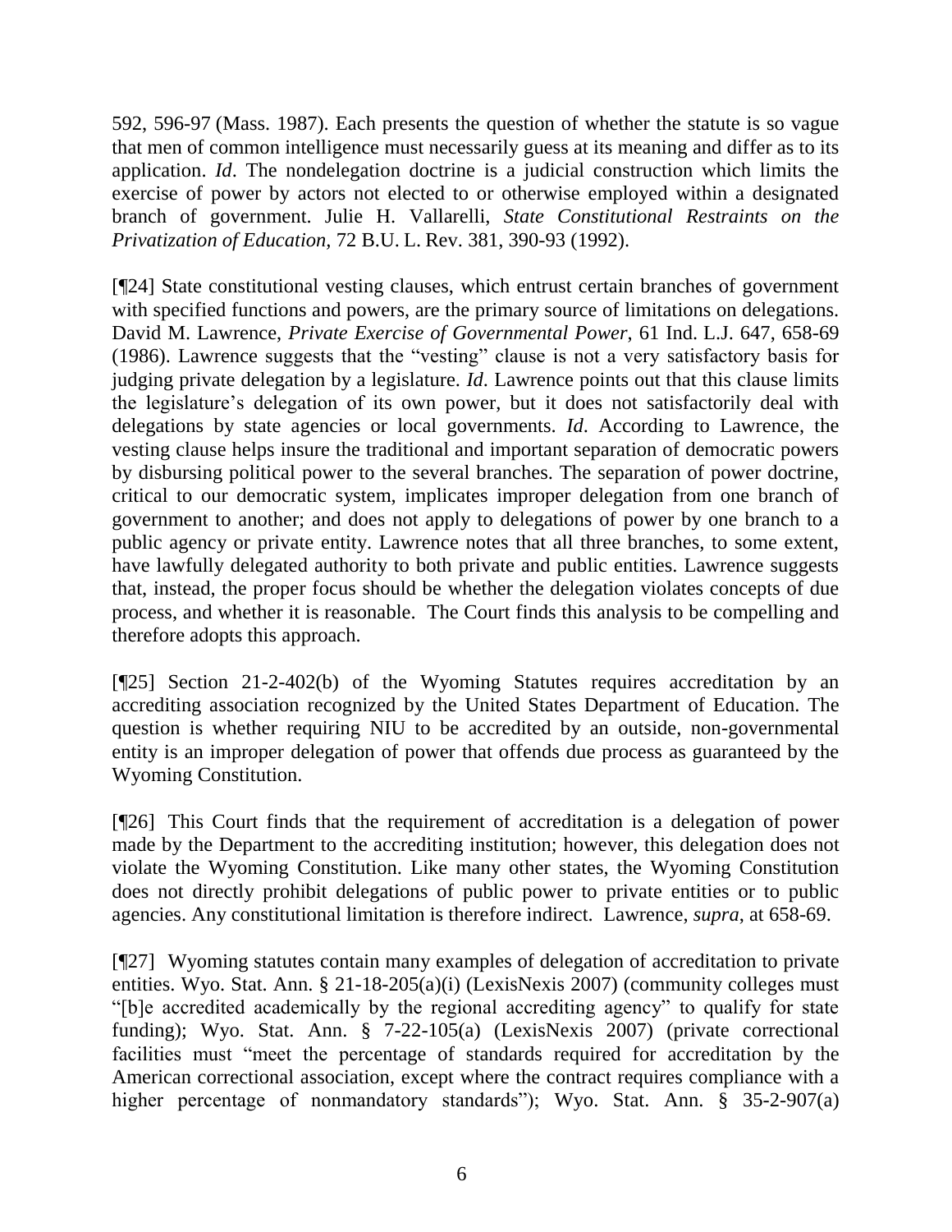592, 596-97 (Mass. 1987). Each presents the question of whether the statute is so vague that men of common intelligence must necessarily guess at its meaning and differ as to its application. *Id*. The nondelegation doctrine is a judicial construction which limits the exercise of power by actors not elected to or otherwise employed within a designated branch of government. Julie H. Vallarelli, *State Constitutional Restraints on the Privatization of Education,* 72 B.U. L. Rev. 381, 390-93 (1992).

[¶24] State constitutional vesting clauses, which entrust certain branches of government with specified functions and powers, are the primary source of limitations on delegations. David M. Lawrence, *Private Exercise of Governmental Power*, 61 Ind. L.J. 647, 658-69 (1986). Lawrence suggests that the "vesting" clause is not a very satisfactory basis for judging private delegation by a legislature. *Id*. Lawrence points out that this clause limits the legislature's delegation of its own power, but it does not satisfactorily deal with delegations by state agencies or local governments. *Id*. According to Lawrence, the vesting clause helps insure the traditional and important separation of democratic powers by disbursing political power to the several branches. The separation of power doctrine, critical to our democratic system, implicates improper delegation from one branch of government to another; and does not apply to delegations of power by one branch to a public agency or private entity. Lawrence notes that all three branches, to some extent, have lawfully delegated authority to both private and public entities. Lawrence suggests that, instead, the proper focus should be whether the delegation violates concepts of due process, and whether it is reasonable. The Court finds this analysis to be compelling and therefore adopts this approach.

[¶25] Section 21-2-402(b) of the Wyoming Statutes requires accreditation by an accrediting association recognized by the United States Department of Education. The question is whether requiring NIU to be accredited by an outside, non-governmental entity is an improper delegation of power that offends due process as guaranteed by the Wyoming Constitution.

[¶26] This Court finds that the requirement of accreditation is a delegation of power made by the Department to the accrediting institution; however, this delegation does not violate the Wyoming Constitution. Like many other states, the Wyoming Constitution does not directly prohibit delegations of public power to private entities or to public agencies. Any constitutional limitation is therefore indirect. Lawrence, *supra*, at 658-69.

[¶27] Wyoming statutes contain many examples of delegation of accreditation to private entities. Wyo. Stat. Ann. § 21-18-205(a)(i) (LexisNexis 2007) (community colleges must "[b]e accredited academically by the regional accrediting agency" to qualify for state funding); Wyo. Stat. Ann. § 7-22-105(a) (LexisNexis 2007) (private correctional facilities must "meet the percentage of standards required for accreditation by the American correctional association, except where the contract requires compliance with a higher percentage of nonmandatory standards"); Wyo. Stat. Ann. § 35-2-907(a)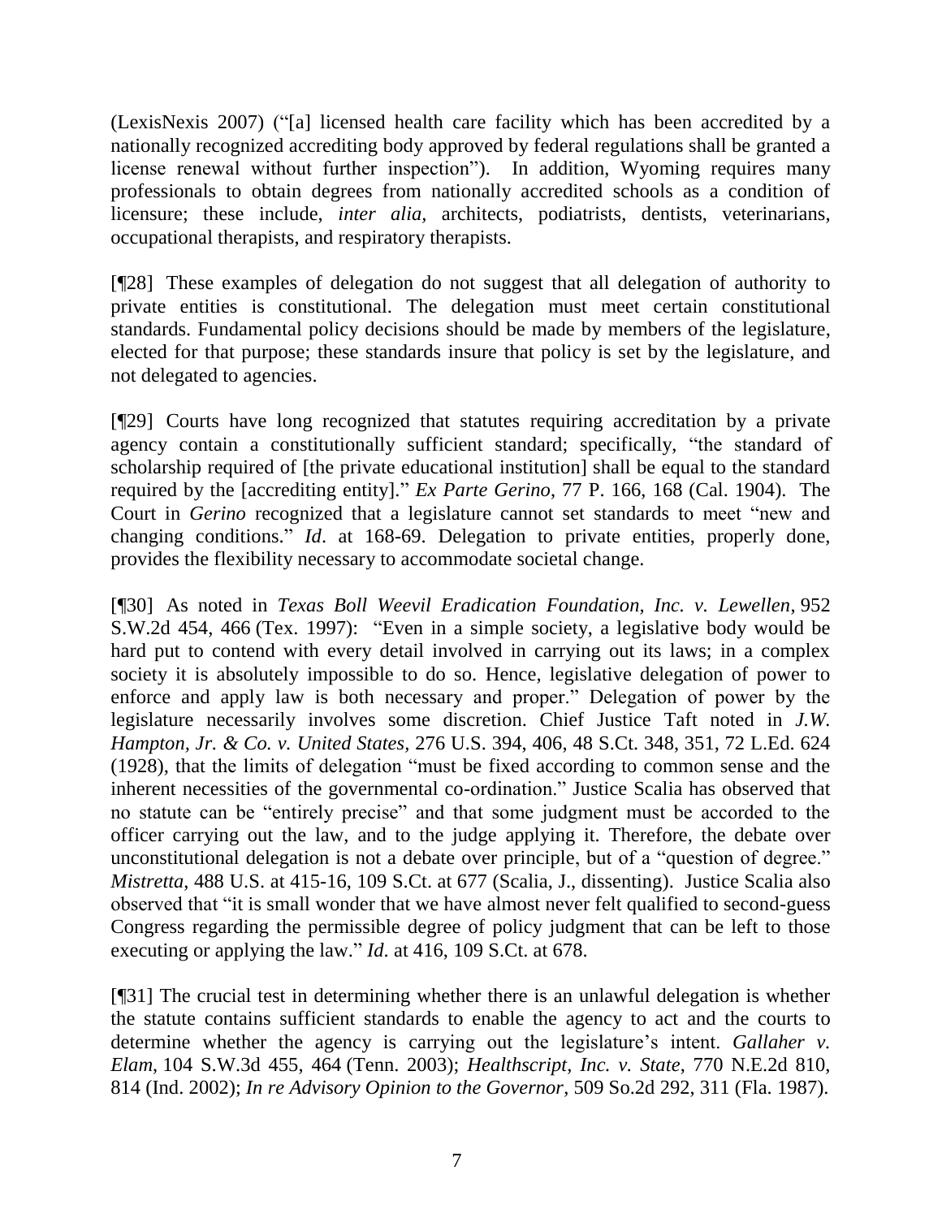(LexisNexis 2007) ("[a] licensed health care facility which has been accredited by a nationally recognized accrediting body approved by federal regulations shall be granted a license renewal without further inspection"). In addition, Wyoming requires many professionals to obtain degrees from nationally accredited schools as a condition of licensure; these include, *inter alia*, architects, podiatrists, dentists, veterinarians, occupational therapists, and respiratory therapists.

[¶28] These examples of delegation do not suggest that all delegation of authority to private entities is constitutional. The delegation must meet certain constitutional standards. Fundamental policy decisions should be made by members of the legislature, elected for that purpose; these standards insure that policy is set by the legislature, and not delegated to agencies.

[¶29] Courts have long recognized that statutes requiring accreditation by a private agency contain a constitutionally sufficient standard; specifically, "the standard of scholarship required of [the private educational institution] shall be equal to the standard required by the [accrediting entity]." *Ex Parte Gerino*, 77 P. 166, 168 (Cal. 1904). The Court in *Gerino* recognized that a legislature cannot set standards to meet "new and changing conditions." *Id*. at 168-69. Delegation to private entities, properly done, provides the flexibility necessary to accommodate societal change.

[¶30] As noted in *Texas Boll Weevil Eradication Foundation, Inc. v. Lewellen*, 952 S.W.2d 454, 466 (Tex. 1997): "Even in a simple society, a legislative body would be hard put to contend with every detail involved in carrying out its laws; in a complex society it is absolutely impossible to do so. Hence, legislative delegation of power to enforce and apply law is both necessary and proper." Delegation of power by the legislature necessarily involves some discretion. Chief Justice Taft noted in *J.W. Hampton, Jr. & Co. v. United States*, 276 U.S. 394, 406, 48 S.Ct. 348, 351, 72 L.Ed. 624 (1928), that the limits of delegation "must be fixed according to common sense and the inherent necessities of the governmental co-ordination." Justice Scalia has observed that no statute can be "entirely precise" and that some judgment must be accorded to the officer carrying out the law, and to the judge applying it. Therefore, the debate over unconstitutional delegation is not a debate over principle, but of a "question of degree." *Mistretta*, 488 U.S. at 415-16, 109 S.Ct. at 677 (Scalia, J., dissenting). Justice Scalia also observed that "it is small wonder that we have almost never felt qualified to second-guess Congress regarding the permissible degree of policy judgment that can be left to those executing or applying the law." *Id*. at 416, 109 S.Ct. at 678.

[¶31] The crucial test in determining whether there is an unlawful delegation is whether the statute contains sufficient standards to enable the agency to act and the courts to determine whether the agency is carrying out the legislature's intent. *Gallaher v. Elam*, 104 S.W.3d 455, 464 (Tenn. 2003); *Healthscript, Inc. v. State*, 770 N.E.2d 810, 814 (Ind. 2002); *In re Advisory Opinion to the Governor*, 509 So.2d 292, 311 (Fla. 1987).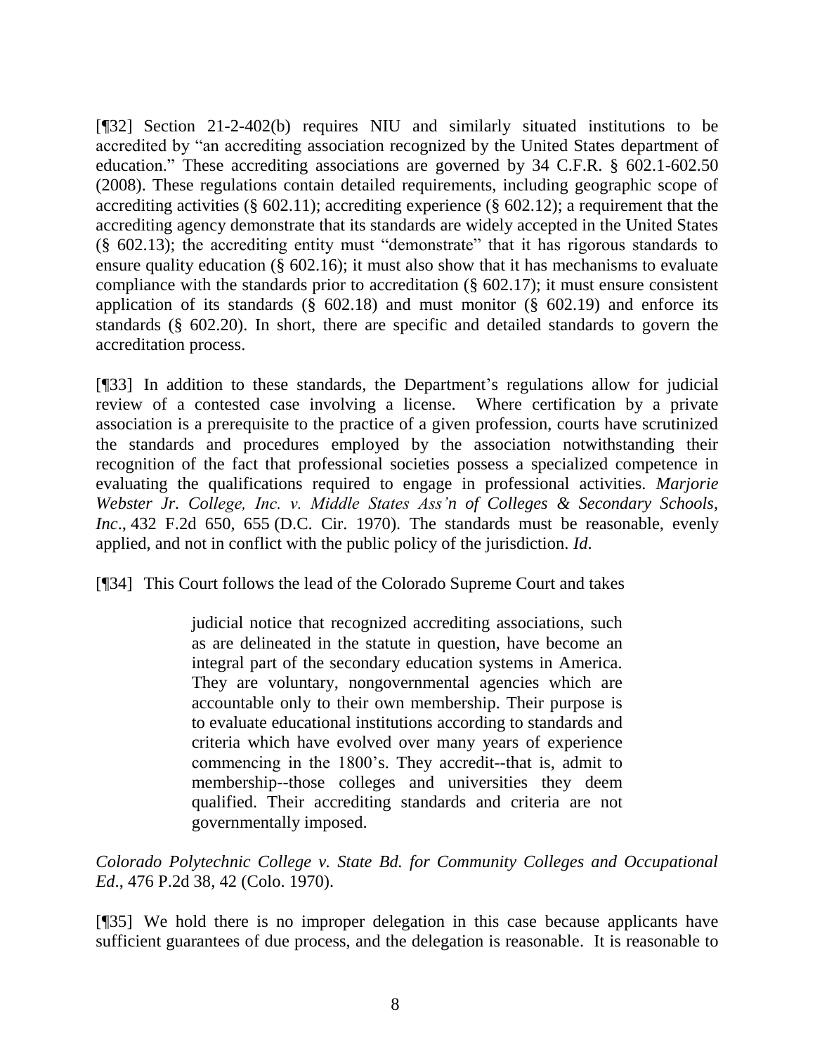[¶32] Section 21-2-402(b) requires NIU and similarly situated institutions to be accredited by "an accrediting association recognized by the United States department of education." These accrediting associations are governed by 34 C.F.R. § 602.1-602.50 (2008). These regulations contain detailed requirements, including geographic scope of accrediting activities (§ 602.11); accrediting experience (§ 602.12); a requirement that the accrediting agency demonstrate that its standards are widely accepted in the United States (§ 602.13); the accrediting entity must "demonstrate" that it has rigorous standards to ensure quality education (§ 602.16); it must also show that it has mechanisms to evaluate compliance with the standards prior to accreditation (§ 602.17); it must ensure consistent application of its standards (§ 602.18) and must monitor (§ 602.19) and enforce its standards (§ 602.20). In short, there are specific and detailed standards to govern the accreditation process.

[¶33] In addition to these standards, the Department's regulations allow for judicial review of a contested case involving a license. Where certification by a private association is a prerequisite to the practice of a given profession, courts have scrutinized the standards and procedures employed by the association notwithstanding their recognition of the fact that professional societies possess a specialized competence in evaluating the qualifications required to engage in professional activities. *Marjorie Webster Jr. College, Inc. v. Middle States Ass'n of Colleges & Secondary Schools, Inc*., 432 F.2d 650, 655 (D.C. Cir. 1970). The standards must be reasonable, evenly applied, and not in conflict with the public policy of the jurisdiction. *Id*.

[¶34] This Court follows the lead of the Colorado Supreme Court and takes

> judicial notice that recognized accrediting associations, such as are delineated in the statute in question, have become an integral part of the secondary education systems in America. They are voluntary, nongovernmental agencies which are accountable only to their own membership. Their purpose is to evaluate educational institutions according to standards and criteria which have evolved over many years of experience commencing in the 1800's. They accredit--that is, admit to membership--those colleges and universities they deem qualified. Their accrediting standards and criteria are not governmentally imposed.

*Colorado Polytechnic College v. State Bd. for Community Colleges and Occupational Ed*., 476 P.2d 38, 42 (Colo. 1970).

[¶35] We hold there is no improper delegation in this case because applicants have sufficient guarantees of due process, and the delegation is reasonable. It is reasonable to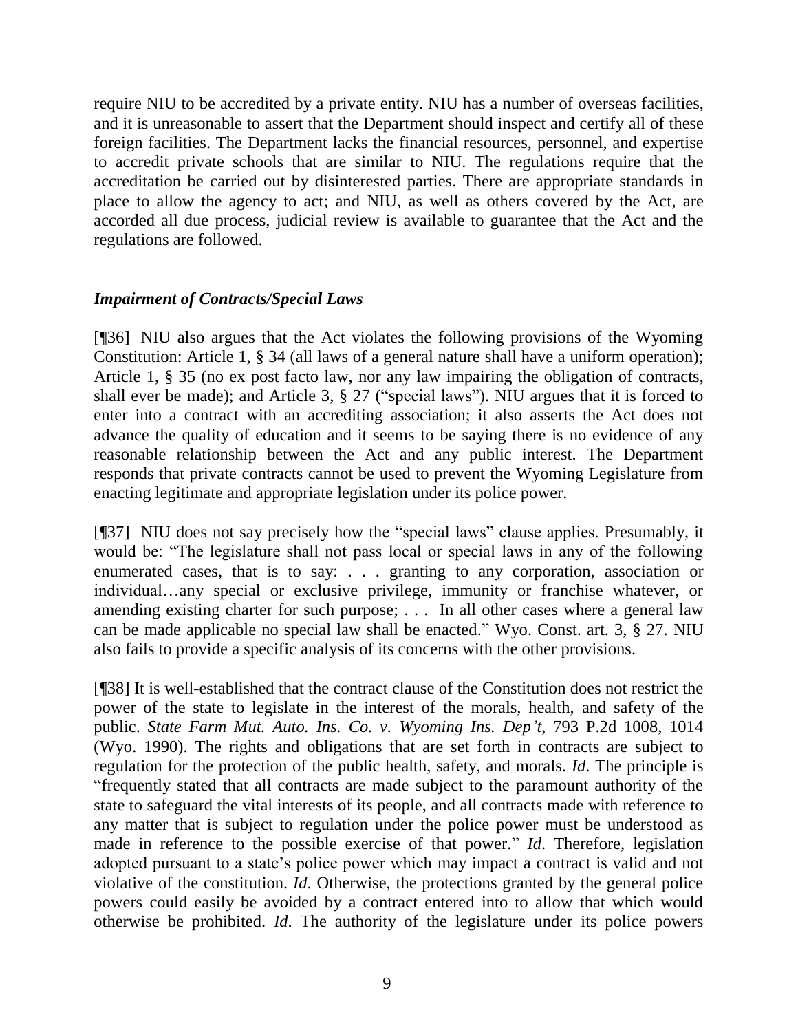require NIU to be accredited by a private entity. NIU has a number of overseas facilities, and it is unreasonable to assert that the Department should inspect and certify all of these foreign facilities. The Department lacks the financial resources, personnel, and expertise to accredit private schools that are similar to NIU. The regulations require that the accreditation be carried out by disinterested parties. There are appropriate standards in place to allow the agency to act; and NIU, as well as others covered by the Act, are accorded all due process, judicial review is available to guarantee that the Act and the regulations are followed.

### *Impairment of Contracts/Special Laws*

[¶36] NIU also argues that the Act violates the following provisions of the Wyoming Constitution: Article 1, § 34 (all laws of a general nature shall have a uniform operation); Article 1, § 35 (no ex post facto law, nor any law impairing the obligation of contracts, shall ever be made); and Article 3, § 27 ("special laws"). NIU argues that it is forced to enter into a contract with an accrediting association; it also asserts the Act does not advance the quality of education and it seems to be saying there is no evidence of any reasonable relationship between the Act and any public interest. The Department responds that private contracts cannot be used to prevent the Wyoming Legislature from enacting legitimate and appropriate legislation under its police power.

[¶37] NIU does not say precisely how the "special laws" clause applies. Presumably, it would be: "The legislature shall not pass local or special laws in any of the following enumerated cases, that is to say: . . . granting to any corporation, association or individual…any special or exclusive privilege, immunity or franchise whatever, or amending existing charter for such purpose; . . . In all other cases where a general law can be made applicable no special law shall be enacted." Wyo. Const. art. 3, § 27. NIU also fails to provide a specific analysis of its concerns with the other provisions.

[¶38] It is well-established that the contract clause of the Constitution does not restrict the power of the state to legislate in the interest of the morals, health, and safety of the public. *State Farm Mut. Auto. Ins. Co. v. Wyoming Ins. Dep't*, 793 P.2d 1008, 1014 (Wyo. 1990). The rights and obligations that are set forth in contracts are subject to regulation for the protection of the public health, safety, and morals. *Id*. The principle is "frequently stated that all contracts are made subject to the paramount authority of the state to safeguard the vital interests of its people, and all contracts made with reference to any matter that is subject to regulation under the police power must be understood as made in reference to the possible exercise of that power." *Id*. Therefore, legislation adopted pursuant to a state's police power which may impact a contract is valid and not violative of the constitution. *Id*. Otherwise, the protections granted by the general police powers could easily be avoided by a contract entered into to allow that which would otherwise be prohibited. *Id*. The authority of the legislature under its police powers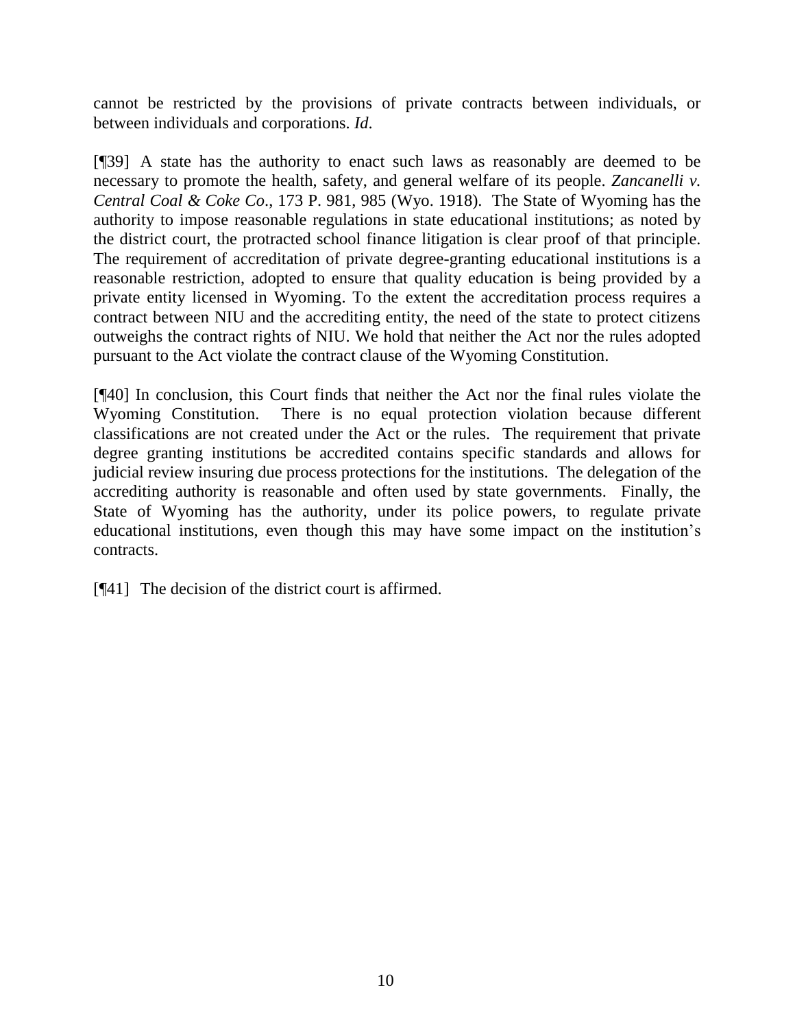cannot be restricted by the provisions of private contracts between individuals, or between individuals and corporations. *Id*.

[¶39] A state has the authority to enact such laws as reasonably are deemed to be necessary to promote the health, safety, and general welfare of its people. *Zancanelli v. Central Coal & Coke Co*., 173 P. 981, 985 (Wyo. 1918). The State of Wyoming has the authority to impose reasonable regulations in state educational institutions; as noted by the district court, the protracted school finance litigation is clear proof of that principle. The requirement of accreditation of private degree-granting educational institutions is a reasonable restriction, adopted to ensure that quality education is being provided by a private entity licensed in Wyoming. To the extent the accreditation process requires a contract between NIU and the accrediting entity, the need of the state to protect citizens outweighs the contract rights of NIU. We hold that neither the Act nor the rules adopted pursuant to the Act violate the contract clause of the Wyoming Constitution.

[¶40] In conclusion, this Court finds that neither the Act nor the final rules violate the Wyoming Constitution. There is no equal protection violation because different classifications are not created under the Act or the rules. The requirement that private degree granting institutions be accredited contains specific standards and allows for judicial review insuring due process protections for the institutions. The delegation of the accrediting authority is reasonable and often used by state governments. Finally, the State of Wyoming has the authority, under its police powers, to regulate private educational institutions, even though this may have some impact on the institution's contracts.

[¶41] The decision of the district court is affirmed.